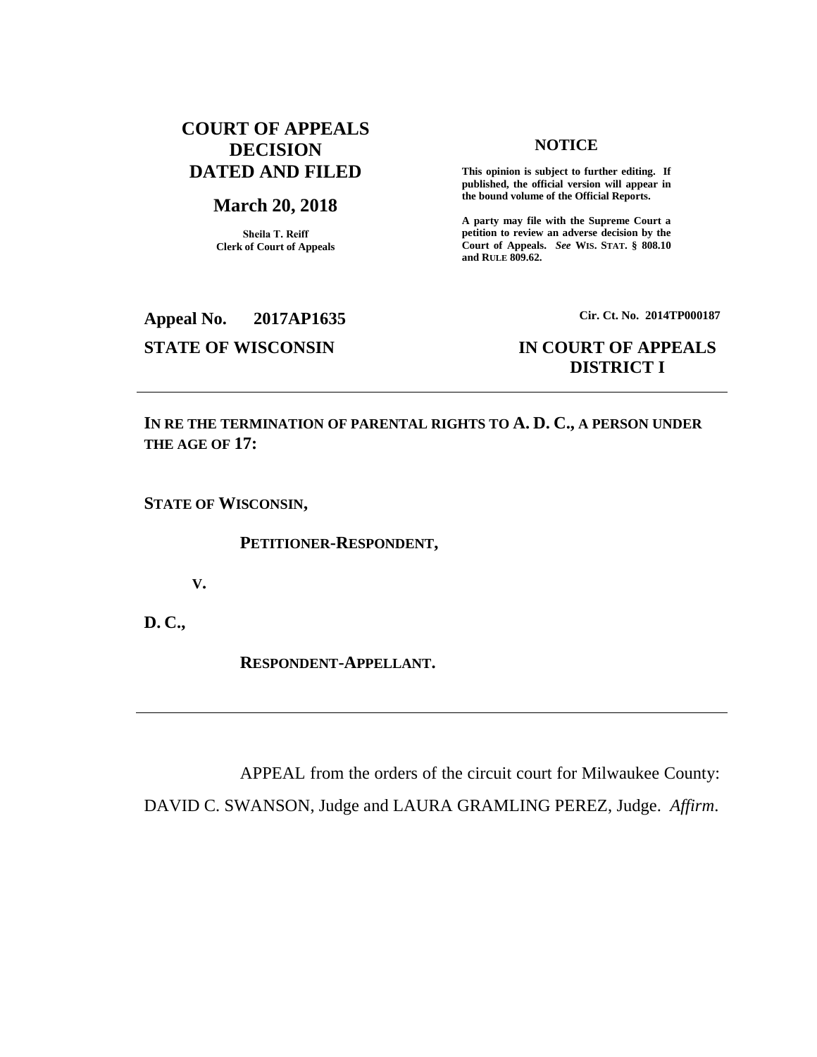**COURT OF APPEALS DECISION DATED AND FILED**

**March 20, 2018**

**Sheila T. Reiff**
**Clerk of Court of Appeals**

**NOTICE**

**This opinion is subject to further editing. If published, the official version will appear in the bound volume of the Official Reports.**

**A party may file with the Supreme Court a petition to review an adverse decision by the Court of Appeals.** ***See*** **WIS. STAT. § 808.10 and RULE 809.62.**

**Appeal No. 2017AP1635**

**Cir. Ct. No. 2014TP000187**

**STATE OF WISCONSIN**

**IN COURT OF APPEALS**
**DISTRICT I**

---

**IN RE THE TERMINATION OF PARENTAL RIGHTS TO A. D. C., A PERSON UNDER THE AGE OF 17:**

**STATE OF WISCONSIN,**

**PETITIONER-RESPONDENT,**

**V.**

**D. C.,**

**RESPONDENT-APPELLANT.**

---

APPEAL from the orders of the circuit court for Milwaukee County: DAVID C. SWANSON, Judge and LAURA GRAMLING PEREZ, Judge. *Affirm*.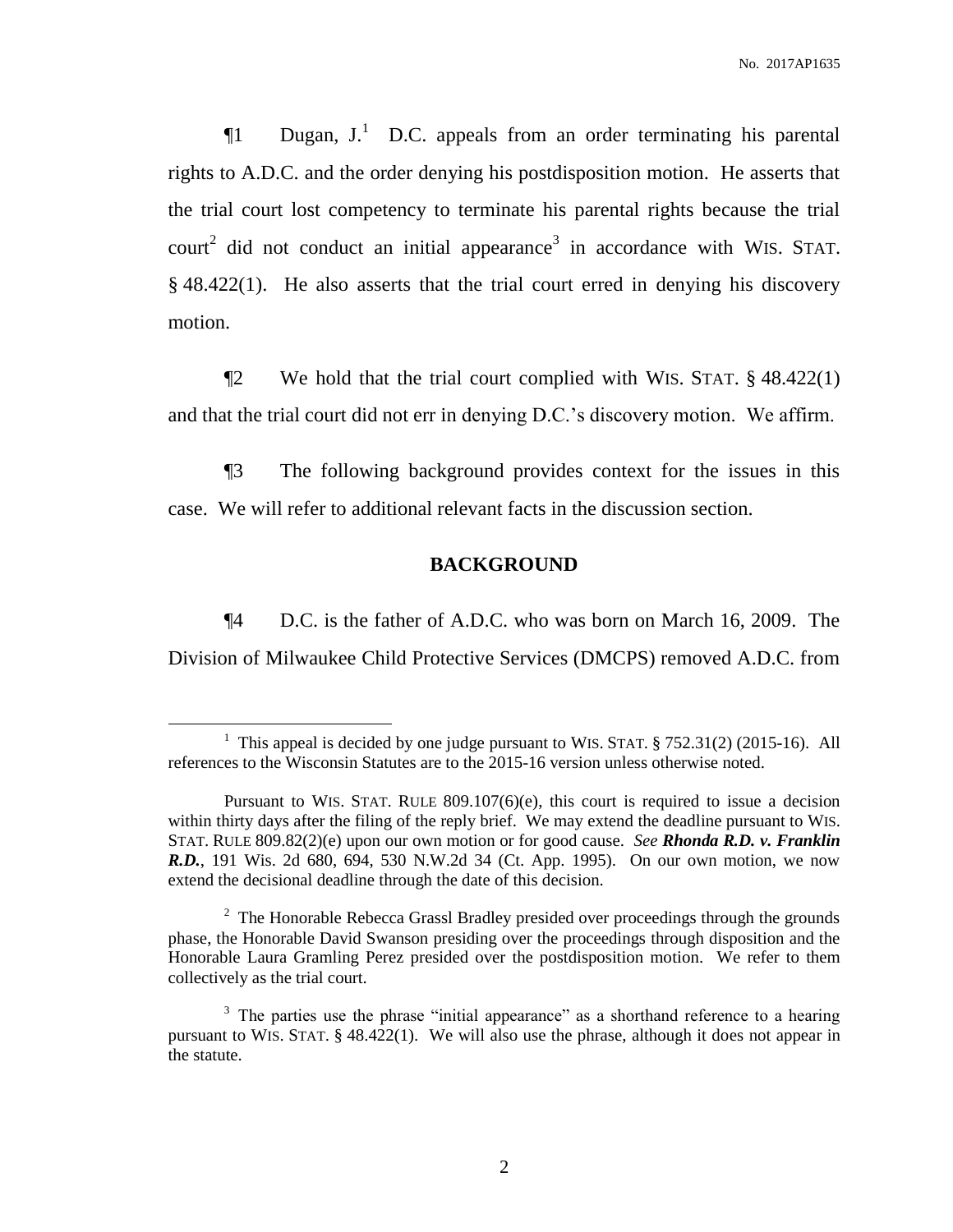¶1 Dugan, J.[1] D.C. appeals from an order terminating his parental rights to A.D.C. and the order denying his postdisposition motion. He asserts that the trial court lost competency to terminate his parental rights because the trial court[2] did not conduct an initial appearance[3] in accordance with WIS. STAT. § 48.422(1). He also asserts that the trial court erred in denying his discovery motion.

¶2 We hold that the trial court complied with WIS. STAT. § 48.422(1) and that the trial court did not err in denying D.C.'s discovery motion. We affirm.

¶3 The following background provides context for the issues in this case. We will refer to additional relevant facts in the discussion section.

## BACKGROUND

¶4 D.C. is the father of A.D.C. who was born on March 16, 2009. The Division of Milwaukee Child Protective Services (DMCPS) removed A.D.C. from

---

[1] This appeal is decided by one judge pursuant to WIS. STAT. § 752.31(2) (2015-16). All references to the Wisconsin Statutes are to the 2015-16 version unless otherwise noted.

Pursuant to WIS. STAT. RULE 809.107(6)(e), this court is required to issue a decision within thirty days after the filing of the reply brief. We may extend the deadline pursuant to WIS. STAT. RULE 809.82(2)(e) upon our own motion or for good cause. *See **Rhonda R.D. v. Franklin R.D.***, 191 Wis. 2d 680, 694, 530 N.W.2d 34 (Ct. App. 1995). On our own motion, we now extend the decisional deadline through the date of this decision.

[2] The Honorable Rebecca Grassl Bradley presided over proceedings through the grounds phase, the Honorable David Swanson presiding over the proceedings through disposition and the Honorable Laura Gramling Perez presided over the postdisposition motion. We refer to them collectively as the trial court.

[3] The parties use the phrase "initial appearance" as a shorthand reference to a hearing pursuant to WIS. STAT. § 48.422(1). We will also use the phrase, although it does not appear in the statute.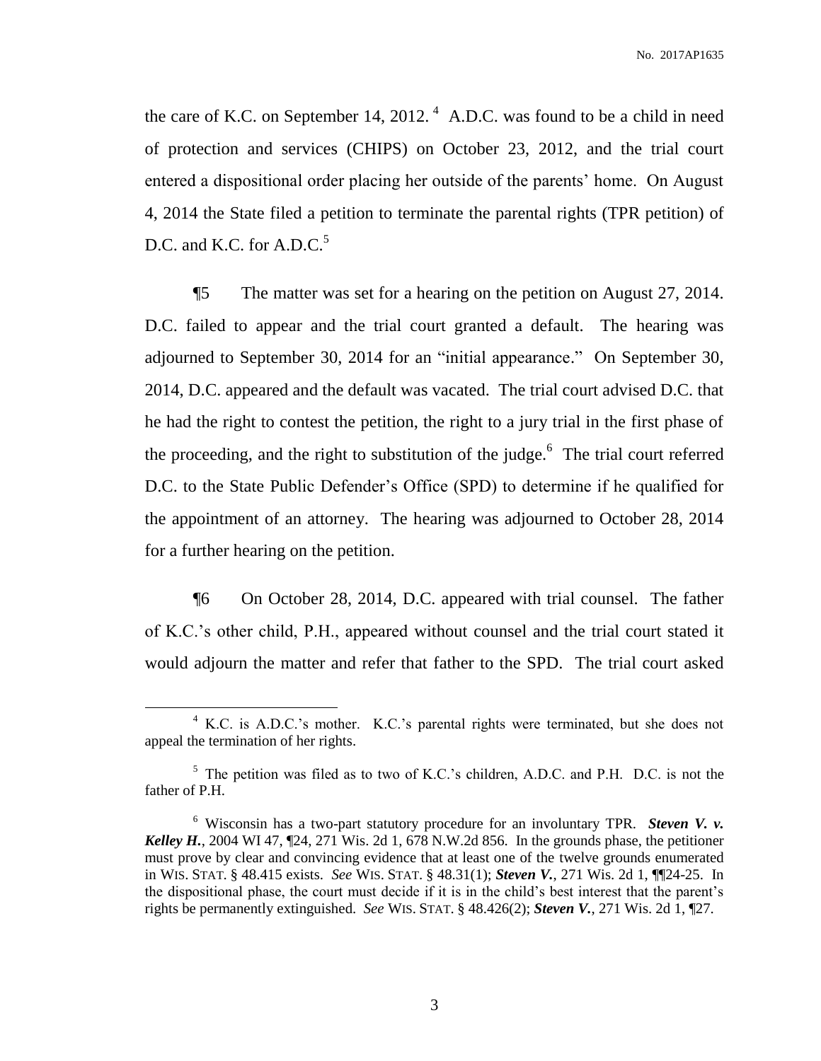the care of K.C. on September 14, 2012.[4] A.D.C. was found to be a child in need of protection and services (CHIPS) on October 23, 2012, and the trial court entered a dispositional order placing her outside of the parents' home. On August 4, 2014 the State filed a petition to terminate the parental rights (TPR petition) of D.C. and K.C. for A.D.C.[5]

¶5 The matter was set for a hearing on the petition on August 27, 2014. D.C. failed to appear and the trial court granted a default. The hearing was adjourned to September 30, 2014 for an "initial appearance." On September 30, 2014, D.C. appeared and the default was vacated. The trial court advised D.C. that he had the right to contest the petition, the right to a jury trial in the first phase of the proceeding, and the right to substitution of the judge.[6] The trial court referred D.C. to the State Public Defender's Office (SPD) to determine if he qualified for the appointment of an attorney. The hearing was adjourned to October 28, 2014 for a further hearing on the petition.

¶6 On October 28, 2014, D.C. appeared with trial counsel. The father of K.C.'s other child, P.H., appeared without counsel and the trial court stated it would adjourn the matter and refer that father to the SPD. The trial court asked

---

[4] K.C. is A.D.C.'s mother. K.C.'s parental rights were terminated, but she does not appeal the termination of her rights.

[5] The petition was filed as to two of K.C.'s children, A.D.C. and P.H. D.C. is not the father of P.H.

[6] Wisconsin has a two-part statutory procedure for an involuntary TPR. ***Steven V. v. Kelley H.***, 2004 WI 47, ¶24, 271 Wis. 2d 1, 678 N.W.2d 856. In the grounds phase, the petitioner must prove by clear and convincing evidence that at least one of the twelve grounds enumerated in WIS. STAT. § 48.415 exists. *See* WIS. STAT. § 48.31(1); ***Steven V.***, 271 Wis. 2d 1, ¶¶24-25. In the dispositional phase, the court must decide if it is in the child's best interest that the parent's rights be permanently extinguished. *See* WIS. STAT. § 48.426(2); ***Steven V.***, 271 Wis. 2d 1, ¶27.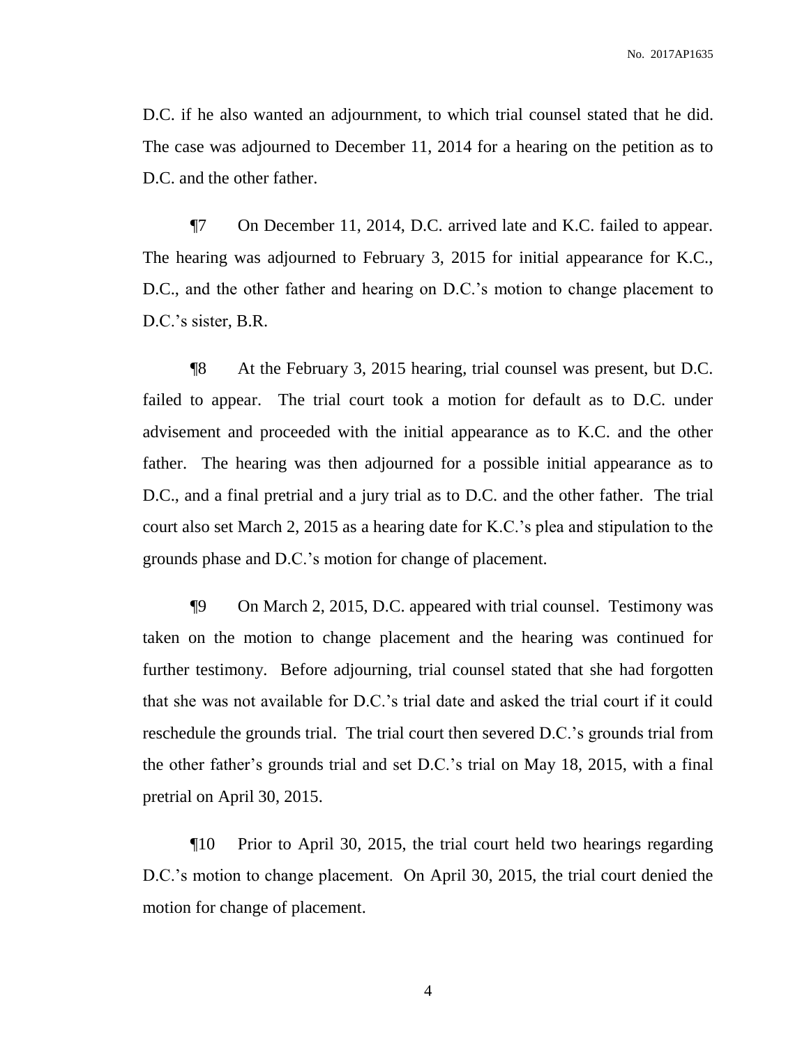D.C. if he also wanted an adjournment, to which trial counsel stated that he did. The case was adjourned to December 11, 2014 for a hearing on the petition as to D.C. and the other father.

¶7 On December 11, 2014, D.C. arrived late and K.C. failed to appear. The hearing was adjourned to February 3, 2015 for initial appearance for K.C., D.C., and the other father and hearing on D.C.'s motion to change placement to D.C.'s sister, B.R.

¶8 At the February 3, 2015 hearing, trial counsel was present, but D.C. failed to appear. The trial court took a motion for default as to D.C. under advisement and proceeded with the initial appearance as to K.C. and the other father. The hearing was then adjourned for a possible initial appearance as to D.C., and a final pretrial and a jury trial as to D.C. and the other father. The trial court also set March 2, 2015 as a hearing date for K.C.'s plea and stipulation to the grounds phase and D.C.'s motion for change of placement.

¶9 On March 2, 2015, D.C. appeared with trial counsel. Testimony was taken on the motion to change placement and the hearing was continued for further testimony. Before adjourning, trial counsel stated that she had forgotten that she was not available for D.C.'s trial date and asked the trial court if it could reschedule the grounds trial. The trial court then severed D.C.'s grounds trial from the other father's grounds trial and set D.C.'s trial on May 18, 2015, with a final pretrial on April 30, 2015.

¶10 Prior to April 30, 2015, the trial court held two hearings regarding D.C.'s motion to change placement. On April 30, 2015, the trial court denied the motion for change of placement.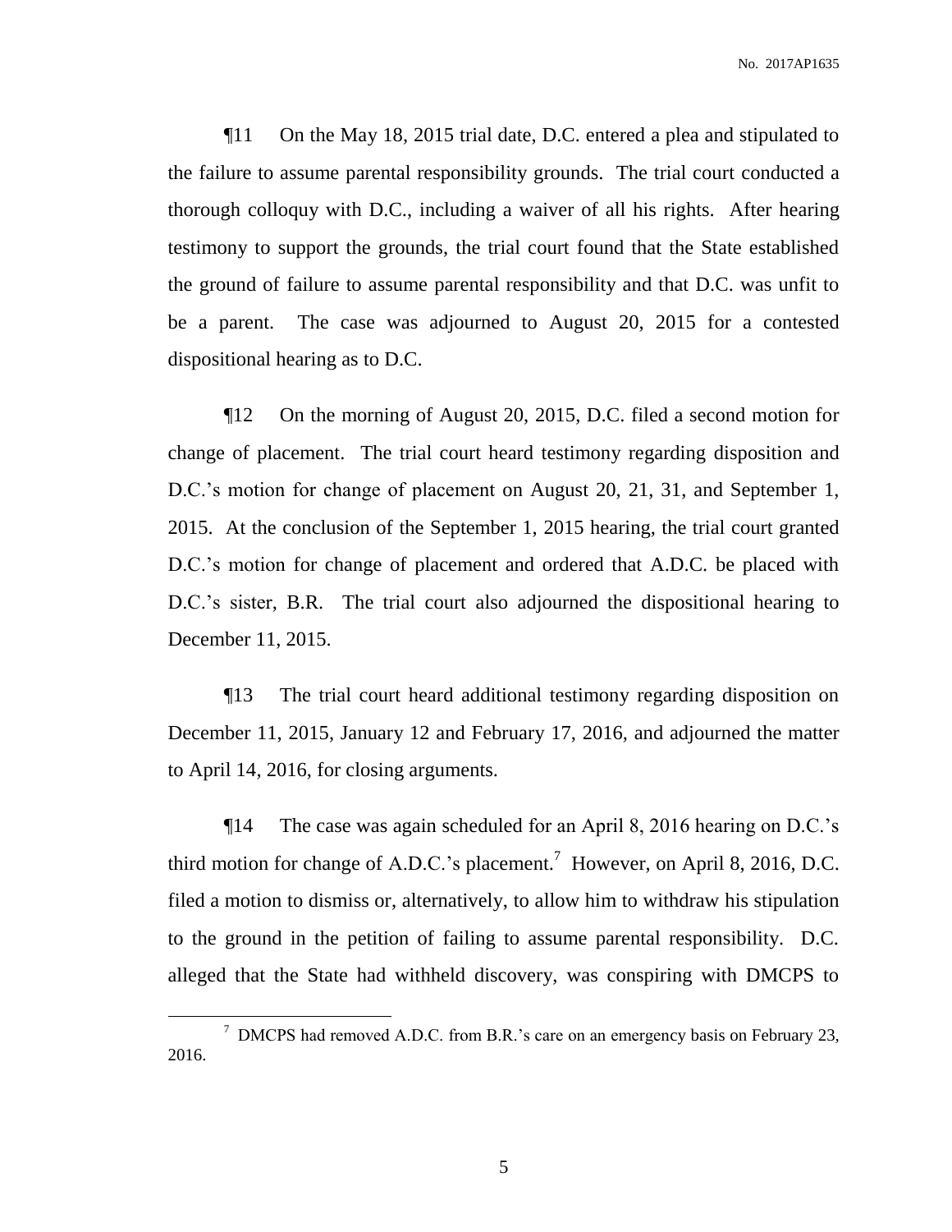¶11 On the May 18, 2015 trial date, D.C. entered a plea and stipulated to the failure to assume parental responsibility grounds. The trial court conducted a thorough colloquy with D.C., including a waiver of all his rights. After hearing testimony to support the grounds, the trial court found that the State established the ground of failure to assume parental responsibility and that D.C. was unfit to be a parent. The case was adjourned to August 20, 2015 for a contested dispositional hearing as to D.C.

¶12 On the morning of August 20, 2015, D.C. filed a second motion for change of placement. The trial court heard testimony regarding disposition and D.C.'s motion for change of placement on August 20, 21, 31, and September 1, 2015. At the conclusion of the September 1, 2015 hearing, the trial court granted D.C.'s motion for change of placement and ordered that A.D.C. be placed with D.C.'s sister, B.R. The trial court also adjourned the dispositional hearing to December 11, 2015.

¶13 The trial court heard additional testimony regarding disposition on December 11, 2015, January 12 and February 17, 2016, and adjourned the matter to April 14, 2016, for closing arguments.

¶14 The case was again scheduled for an April 8, 2016 hearing on D.C.'s third motion for change of A.D.C.'s placement.[7] However, on April 8, 2016, D.C. filed a motion to dismiss or, alternatively, to allow him to withdraw his stipulation to the ground in the petition of failing to assume parental responsibility. D.C. alleged that the State had withheld discovery, was conspiring with DMCPS to

---

[7] DMCPS had removed A.D.C. from B.R.'s care on an emergency basis on February 23, 2016.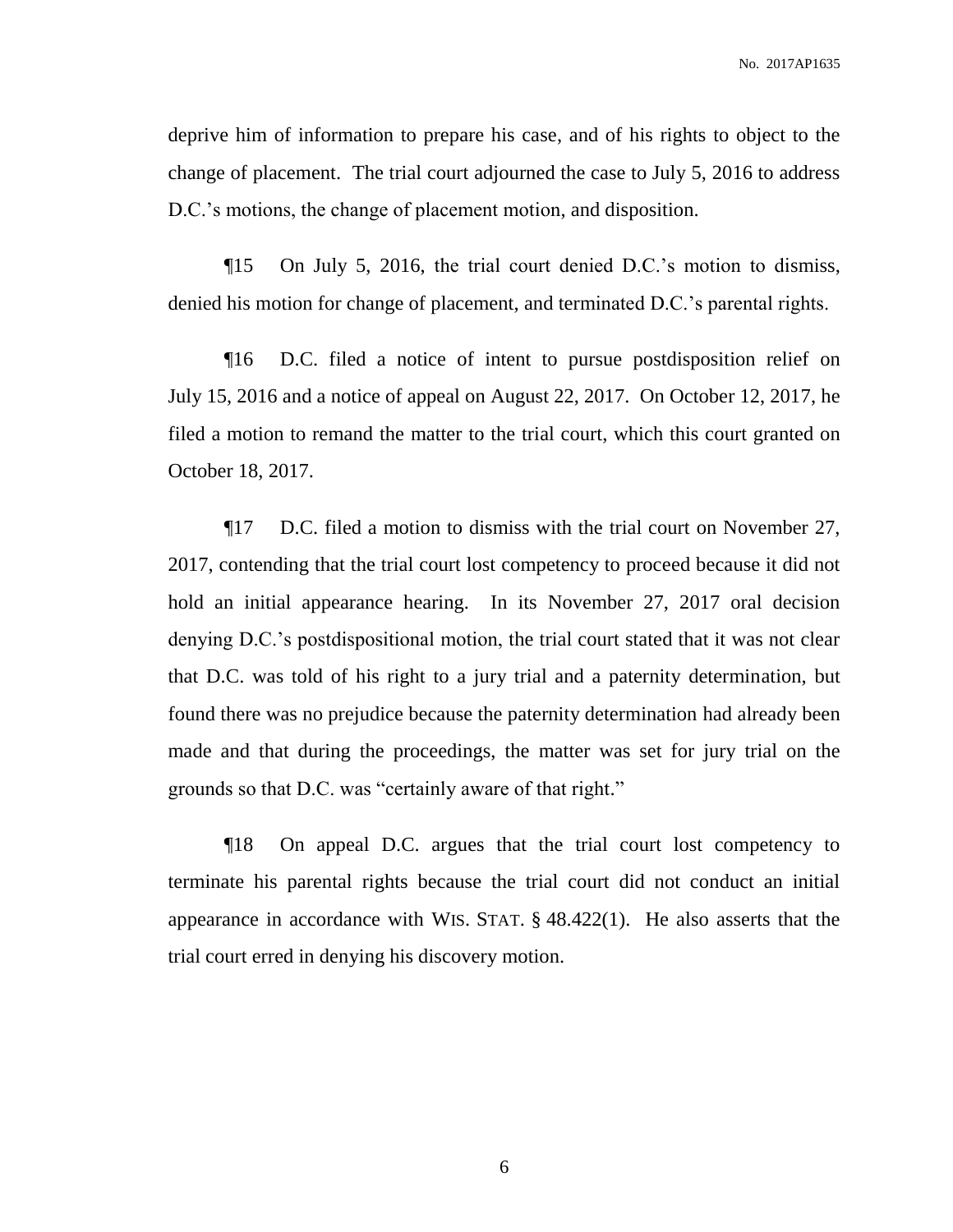deprive him of information to prepare his case, and of his rights to object to the change of placement. The trial court adjourned the case to July 5, 2016 to address D.C.'s motions, the change of placement motion, and disposition.

¶15 On July 5, 2016, the trial court denied D.C.'s motion to dismiss, denied his motion for change of placement, and terminated D.C.'s parental rights.

¶16 D.C. filed a notice of intent to pursue postdisposition relief on July 15, 2016 and a notice of appeal on August 22, 2017. On October 12, 2017, he filed a motion to remand the matter to the trial court, which this court granted on October 18, 2017.

¶17 D.C. filed a motion to dismiss with the trial court on November 27, 2017, contending that the trial court lost competency to proceed because it did not hold an initial appearance hearing. In its November 27, 2017 oral decision denying D.C.'s postdispositional motion, the trial court stated that it was not clear that D.C. was told of his right to a jury trial and a paternity determination, but found there was no prejudice because the paternity determination had already been made and that during the proceedings, the matter was set for jury trial on the grounds so that D.C. was "certainly aware of that right."

¶18 On appeal D.C. argues that the trial court lost competency to terminate his parental rights because the trial court did not conduct an initial appearance in accordance with WIS. STAT. § 48.422(1). He also asserts that the trial court erred in denying his discovery motion.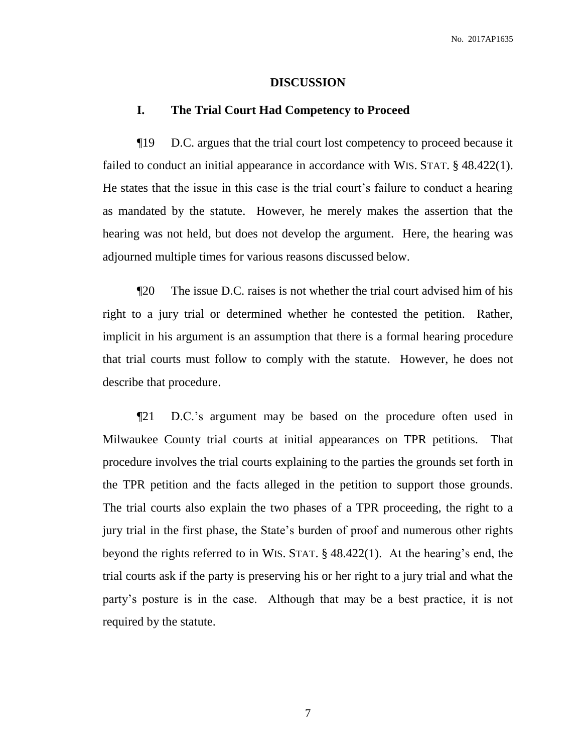## DISCUSSION

### I. The Trial Court Had Competency to Proceed

¶19 D.C. argues that the trial court lost competency to proceed because it failed to conduct an initial appearance in accordance with WIS. STAT. § 48.422(1). He states that the issue in this case is the trial court's failure to conduct a hearing as mandated by the statute. However, he merely makes the assertion that the hearing was not held, but does not develop the argument. Here, the hearing was adjourned multiple times for various reasons discussed below.

¶20 The issue D.C. raises is not whether the trial court advised him of his right to a jury trial or determined whether he contested the petition. Rather, implicit in his argument is an assumption that there is a formal hearing procedure that trial courts must follow to comply with the statute. However, he does not describe that procedure.

¶21 D.C.'s argument may be based on the procedure often used in Milwaukee County trial courts at initial appearances on TPR petitions. That procedure involves the trial courts explaining to the parties the grounds set forth in the TPR petition and the facts alleged in the petition to support those grounds. The trial courts also explain the two phases of a TPR proceeding, the right to a jury trial in the first phase, the State's burden of proof and numerous other rights beyond the rights referred to in WIS. STAT. § 48.422(1). At the hearing's end, the trial courts ask if the party is preserving his or her right to a jury trial and what the party's posture is in the case. Although that may be a best practice, it is not required by the statute.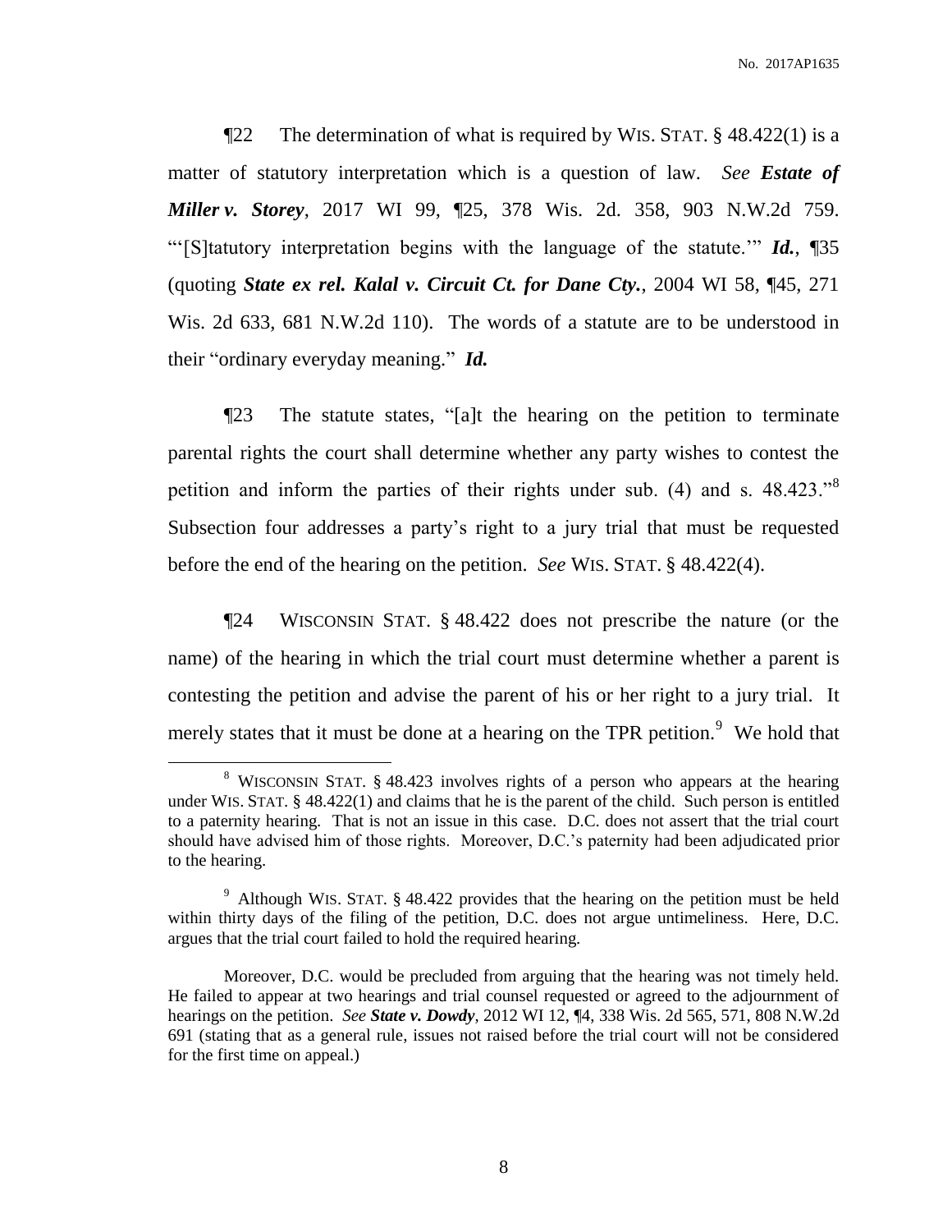¶22 The determination of what is required by WIS. STAT. § 48.422(1) is a matter of statutory interpretation which is a question of law. *See* ***Estate of Miller v. Storey***, 2017 WI 99, ¶25, 378 Wis. 2d. 358, 903 N.W.2d 759. "'[S]tatutory interpretation begins with the language of the statute.'" ***Id.***, ¶35 (quoting ***State ex rel. Kalal v. Circuit Ct. for Dane Cty.***, 2004 WI 58, ¶45, 271 Wis. 2d 633, 681 N.W.2d 110). The words of a statute are to be understood in their "ordinary everyday meaning." ***Id.***

¶23 The statute states, "[a]t the hearing on the petition to terminate parental rights the court shall determine whether any party wishes to contest the petition and inform the parties of their rights under sub. (4) and s. 48.423."[8] Subsection four addresses a party's right to a jury trial that must be requested before the end of the hearing on the petition. *See* WIS. STAT. § 48.422(4).

¶24 WISCONSIN STAT. § 48.422 does not prescribe the nature (or the name) of the hearing in which the trial court must determine whether a parent is contesting the petition and advise the parent of his or her right to a jury trial. It merely states that it must be done at a hearing on the TPR petition.[9] We hold that

---

[8] WISCONSIN STAT. § 48.423 involves rights of a person who appears at the hearing under WIS. STAT. § 48.422(1) and claims that he is the parent of the child. Such person is entitled to a paternity hearing. That is not an issue in this case. D.C. does not assert that the trial court should have advised him of those rights. Moreover, D.C.'s paternity had been adjudicated prior to the hearing.

[9] Although WIS. STAT. § 48.422 provides that the hearing on the petition must be held within thirty days of the filing of the petition, D.C. does not argue untimeliness. Here, D.C. argues that the trial court failed to hold the required hearing.

Moreover, D.C. would be precluded from arguing that the hearing was not timely held. He failed to appear at two hearings and trial counsel requested or agreed to the adjournment of hearings on the petition. *See* ***State v. Dowdy***, 2012 WI 12, ¶4, 338 Wis. 2d 565, 571, 808 N.W.2d 691 (stating that as a general rule, issues not raised before the trial court will not be considered for the first time on appeal.)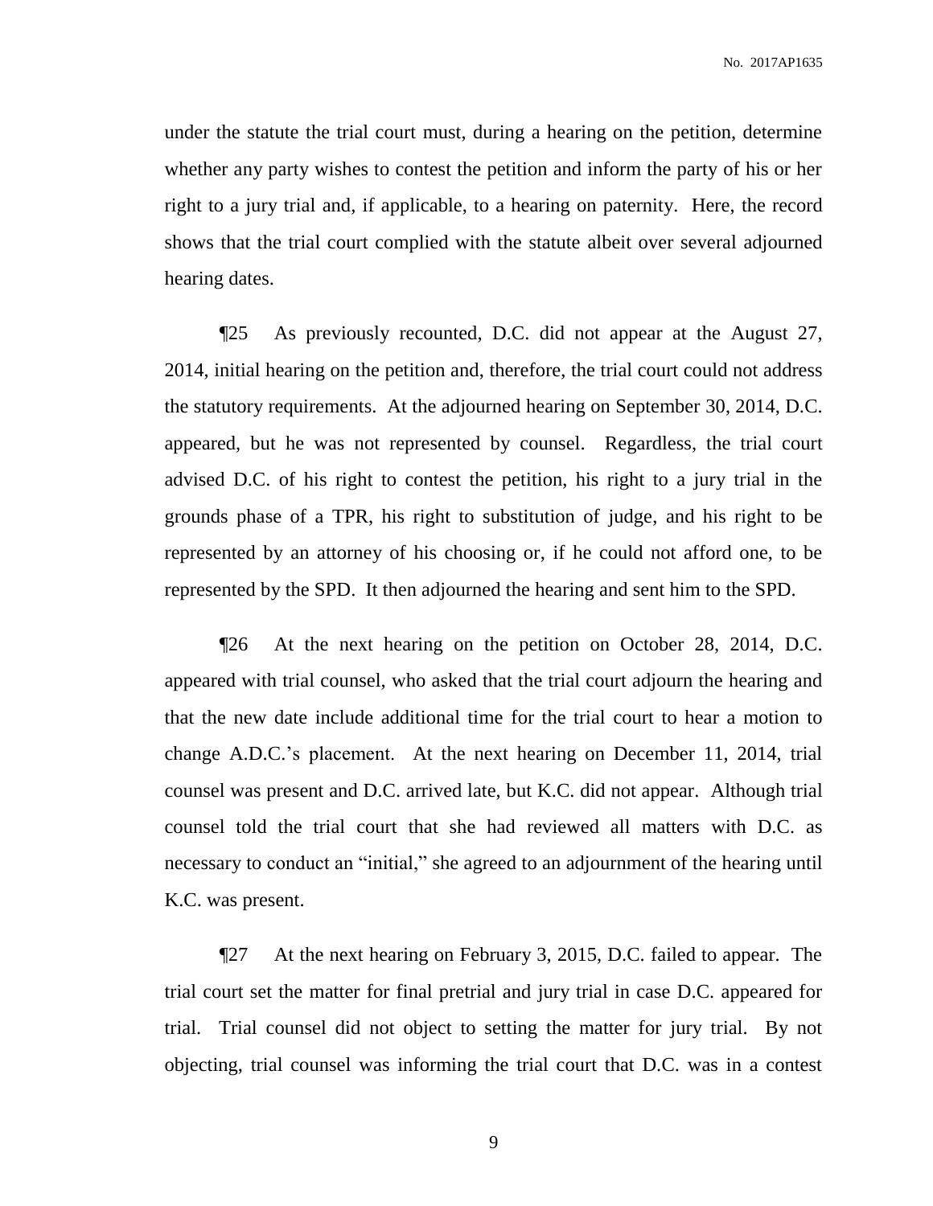under the statute the trial court must, during a hearing on the petition, determine whether any party wishes to contest the petition and inform the party of his or her right to a jury trial and, if applicable, to a hearing on paternity. Here, the record shows that the trial court complied with the statute albeit over several adjourned hearing dates.

¶25 As previously recounted, D.C. did not appear at the August 27, 2014, initial hearing on the petition and, therefore, the trial court could not address the statutory requirements. At the adjourned hearing on September 30, 2014, D.C. appeared, but he was not represented by counsel. Regardless, the trial court advised D.C. of his right to contest the petition, his right to a jury trial in the grounds phase of a TPR, his right to substitution of judge, and his right to be represented by an attorney of his choosing or, if he could not afford one, to be represented by the SPD. It then adjourned the hearing and sent him to the SPD.

¶26 At the next hearing on the petition on October 28, 2014, D.C. appeared with trial counsel, who asked that the trial court adjourn the hearing and that the new date include additional time for the trial court to hear a motion to change A.D.C.'s placement. At the next hearing on December 11, 2014, trial counsel was present and D.C. arrived late, but K.C. did not appear. Although trial counsel told the trial court that she had reviewed all matters with D.C. as necessary to conduct an "initial," she agreed to an adjournment of the hearing until K.C. was present.

¶27 At the next hearing on February 3, 2015, D.C. failed to appear. The trial court set the matter for final pretrial and jury trial in case D.C. appeared for trial. Trial counsel did not object to setting the matter for jury trial. By not objecting, trial counsel was informing the trial court that D.C. was in a contest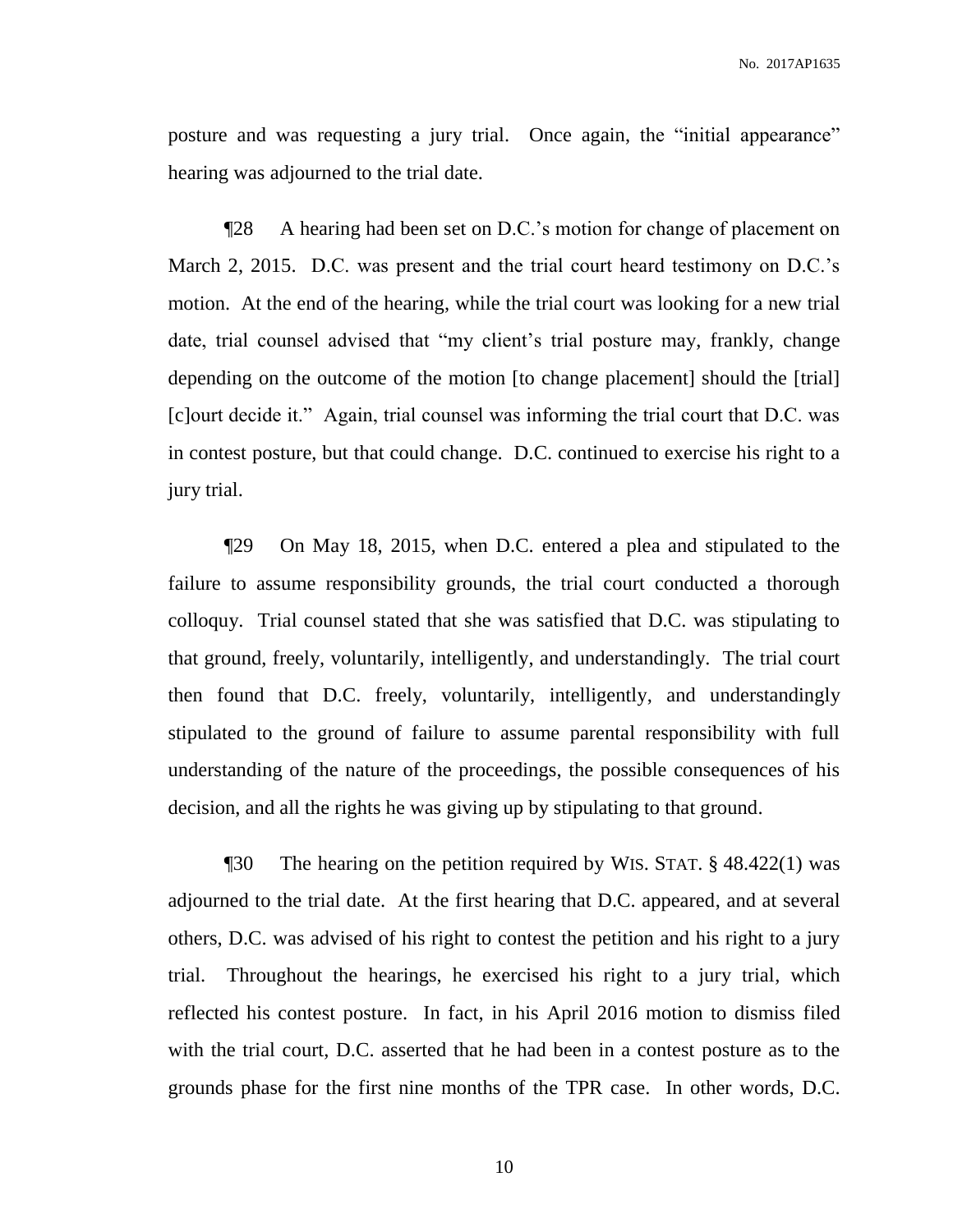posture and was requesting a jury trial. Once again, the "initial appearance" hearing was adjourned to the trial date.

¶28 A hearing had been set on D.C.'s motion for change of placement on March 2, 2015. D.C. was present and the trial court heard testimony on D.C.'s motion. At the end of the hearing, while the trial court was looking for a new trial date, trial counsel advised that "my client's trial posture may, frankly, change depending on the outcome of the motion [to change placement] should the [trial] [c]ourt decide it." Again, trial counsel was informing the trial court that D.C. was in contest posture, but that could change. D.C. continued to exercise his right to a jury trial.

¶29 On May 18, 2015, when D.C. entered a plea and stipulated to the failure to assume responsibility grounds, the trial court conducted a thorough colloquy. Trial counsel stated that she was satisfied that D.C. was stipulating to that ground, freely, voluntarily, intelligently, and understandingly. The trial court then found that D.C. freely, voluntarily, intelligently, and understandingly stipulated to the ground of failure to assume parental responsibility with full understanding of the nature of the proceedings, the possible consequences of his decision, and all the rights he was giving up by stipulating to that ground.

¶30 The hearing on the petition required by WIS. STAT. § 48.422(1) was adjourned to the trial date. At the first hearing that D.C. appeared, and at several others, D.C. was advised of his right to contest the petition and his right to a jury trial. Throughout the hearings, he exercised his right to a jury trial, which reflected his contest posture. In fact, in his April 2016 motion to dismiss filed with the trial court, D.C. asserted that he had been in a contest posture as to the grounds phase for the first nine months of the TPR case. In other words, D.C.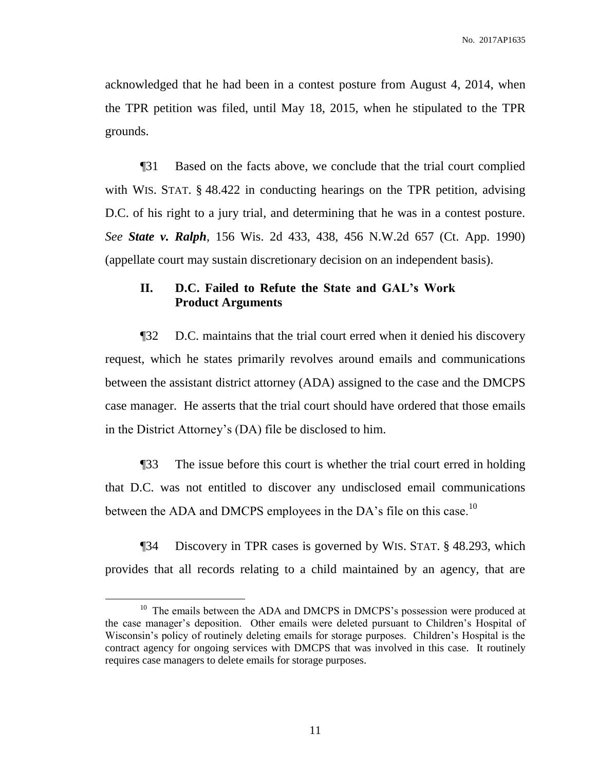acknowledged that he had been in a contest posture from August 4, 2014, when the TPR petition was filed, until May 18, 2015, when he stipulated to the TPR grounds.

¶31 Based on the facts above, we conclude that the trial court complied with WIS. STAT. § 48.422 in conducting hearings on the TPR petition, advising D.C. of his right to a jury trial, and determining that he was in a contest posture. *See* ***State v. Ralph***, 156 Wis. 2d 433, 438, 456 N.W.2d 657 (Ct. App. 1990) (appellate court may sustain discretionary decision on an independent basis).

## II. D.C. Failed to Refute the State and GAL's Work Product Arguments

¶32 D.C. maintains that the trial court erred when it denied his discovery request, which he states primarily revolves around emails and communications between the assistant district attorney (ADA) assigned to the case and the DMCPS case manager. He asserts that the trial court should have ordered that those emails in the District Attorney's (DA) file be disclosed to him.

¶33 The issue before this court is whether the trial court erred in holding that D.C. was not entitled to discover any undisclosed email communications between the ADA and DMCPS employees in the DA's file on this case.[10]

¶34 Discovery in TPR cases is governed by WIS. STAT. § 48.293, which provides that all records relating to a child maintained by an agency, that are

---

[10] The emails between the ADA and DMCPS in DMCPS's possession were produced at the case manager's deposition. Other emails were deleted pursuant to Children's Hospital of Wisconsin's policy of routinely deleting emails for storage purposes. Children's Hospital is the contract agency for ongoing services with DMCPS that was involved in this case. It routinely requires case managers to delete emails for storage purposes.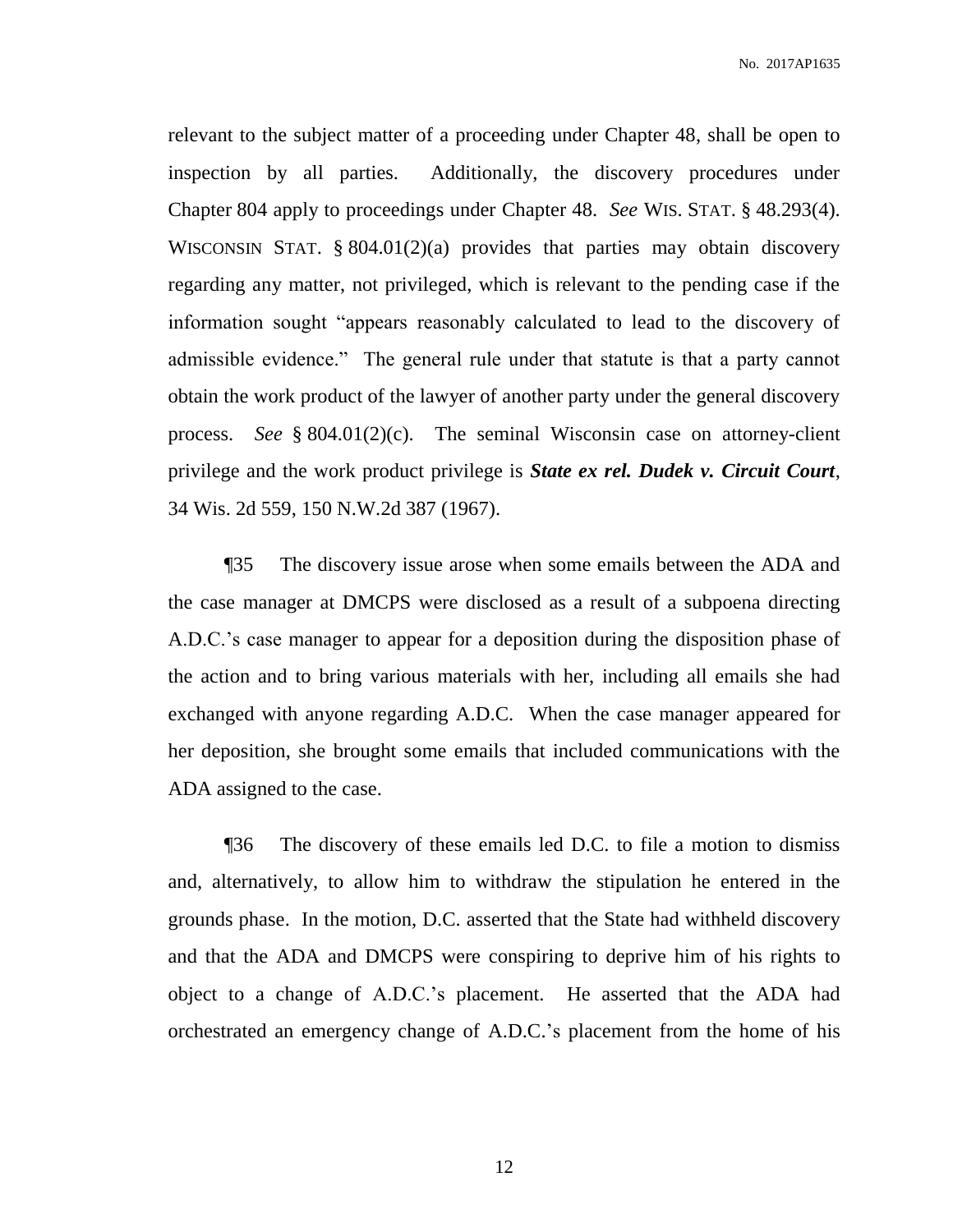relevant to the subject matter of a proceeding under Chapter 48, shall be open to inspection by all parties. Additionally, the discovery procedures under Chapter 804 apply to proceedings under Chapter 48. *See* WIS. STAT. § 48.293(4). WISCONSIN STAT. § 804.01(2)(a) provides that parties may obtain discovery regarding any matter, not privileged, which is relevant to the pending case if the information sought "appears reasonably calculated to lead to the discovery of admissible evidence." The general rule under that statute is that a party cannot obtain the work product of the lawyer of another party under the general discovery process. *See* § 804.01(2)(c). The seminal Wisconsin case on attorney-client privilege and the work product privilege is ***State ex rel. Dudek v. Circuit Court***, 34 Wis. 2d 559, 150 N.W.2d 387 (1967).

¶35 The discovery issue arose when some emails between the ADA and the case manager at DMCPS were disclosed as a result of a subpoena directing A.D.C.'s case manager to appear for a deposition during the disposition phase of the action and to bring various materials with her, including all emails she had exchanged with anyone regarding A.D.C. When the case manager appeared for her deposition, she brought some emails that included communications with the ADA assigned to the case.

¶36 The discovery of these emails led D.C. to file a motion to dismiss and, alternatively, to allow him to withdraw the stipulation he entered in the grounds phase. In the motion, D.C. asserted that the State had withheld discovery and that the ADA and DMCPS were conspiring to deprive him of his rights to object to a change of A.D.C.'s placement. He asserted that the ADA had orchestrated an emergency change of A.D.C.'s placement from the home of his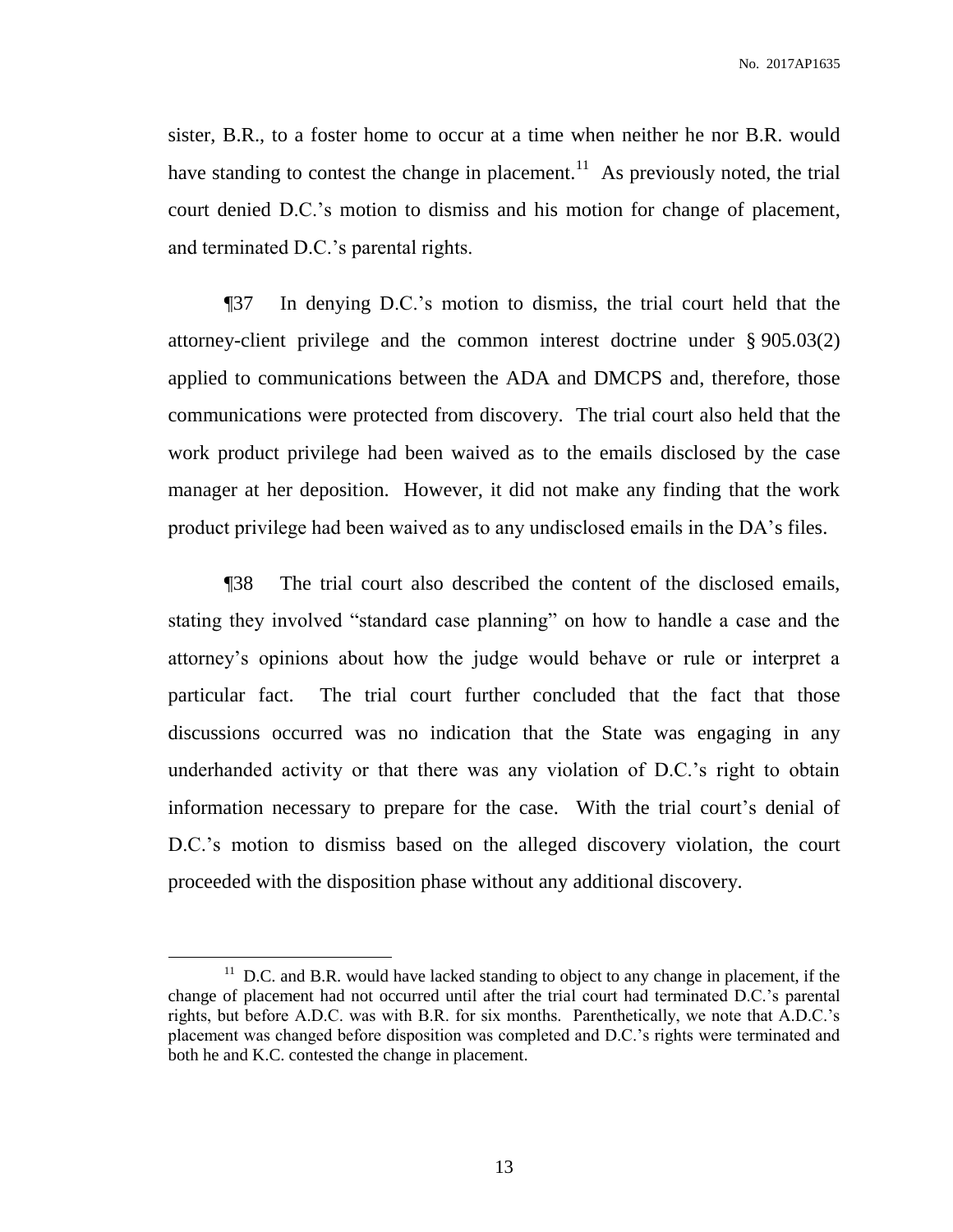sister, B.R., to a foster home to occur at a time when neither he nor B.R. would have standing to contest the change in placement.[11] As previously noted, the trial court denied D.C.'s motion to dismiss and his motion for change of placement, and terminated D.C.'s parental rights.

¶37 In denying D.C.'s motion to dismiss, the trial court held that the attorney-client privilege and the common interest doctrine under § 905.03(2) applied to communications between the ADA and DMCPS and, therefore, those communications were protected from discovery. The trial court also held that the work product privilege had been waived as to the emails disclosed by the case manager at her deposition. However, it did not make any finding that the work product privilege had been waived as to any undisclosed emails in the DA's files.

¶38 The trial court also described the content of the disclosed emails, stating they involved "standard case planning" on how to handle a case and the attorney's opinions about how the judge would behave or rule or interpret a particular fact. The trial court further concluded that the fact that those discussions occurred was no indication that the State was engaging in any underhanded activity or that there was any violation of D.C.'s right to obtain information necessary to prepare for the case. With the trial court's denial of D.C.'s motion to dismiss based on the alleged discovery violation, the court proceeded with the disposition phase without any additional discovery.

[11] D.C. and B.R. would have lacked standing to object to any change in placement, if the change of placement had not occurred until after the trial court had terminated D.C.'s parental rights, but before A.D.C. was with B.R. for six months. Parenthetically, we note that A.D.C.'s placement was changed before disposition was completed and D.C.'s rights were terminated and both he and K.C. contested the change in placement.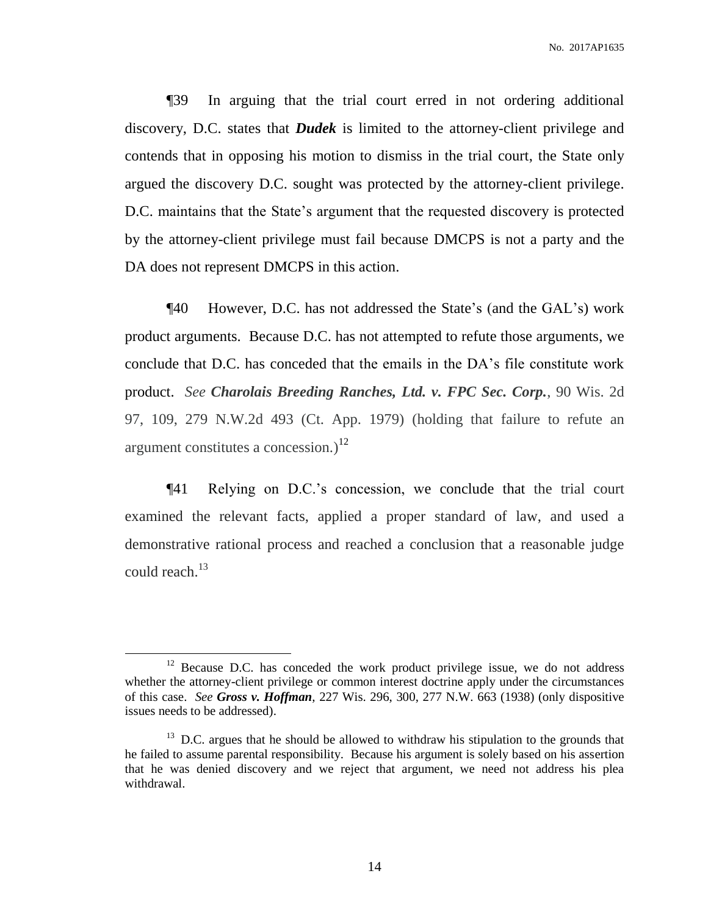¶39 In arguing that the trial court erred in not ordering additional discovery, D.C. states that ***Dudek*** is limited to the attorney-client privilege and contends that in opposing his motion to dismiss in the trial court, the State only argued the discovery D.C. sought was protected by the attorney-client privilege. D.C. maintains that the State's argument that the requested discovery is protected by the attorney-client privilege must fail because DMCPS is not a party and the DA does not represent DMCPS in this action.

¶40 However, D.C. has not addressed the State's (and the GAL's) work product arguments. Because D.C. has not attempted to refute those arguments, we conclude that D.C. has conceded that the emails in the DA's file constitute work product. *See* ***Charolais Breeding Ranches, Ltd. v. FPC Sec. Corp.***, 90 Wis. 2d 97, 109, 279 N.W.2d 493 (Ct. App. 1979) (holding that failure to refute an argument constitutes a concession.)[12]

¶41 Relying on D.C.'s concession, we conclude that the trial court examined the relevant facts, applied a proper standard of law, and used a demonstrative rational process and reached a conclusion that a reasonable judge could reach.[13]

---

[12] Because D.C. has conceded the work product privilege issue, we do not address whether the attorney-client privilege or common interest doctrine apply under the circumstances of this case. *See* ***Gross v. Hoffman***, 227 Wis. 296, 300, 277 N.W. 663 (1938) (only dispositive issues needs to be addressed).

[13] D.C. argues that he should be allowed to withdraw his stipulation to the grounds that he failed to assume parental responsibility. Because his argument is solely based on his assertion that he was denied discovery and we reject that argument, we need not address his plea withdrawal.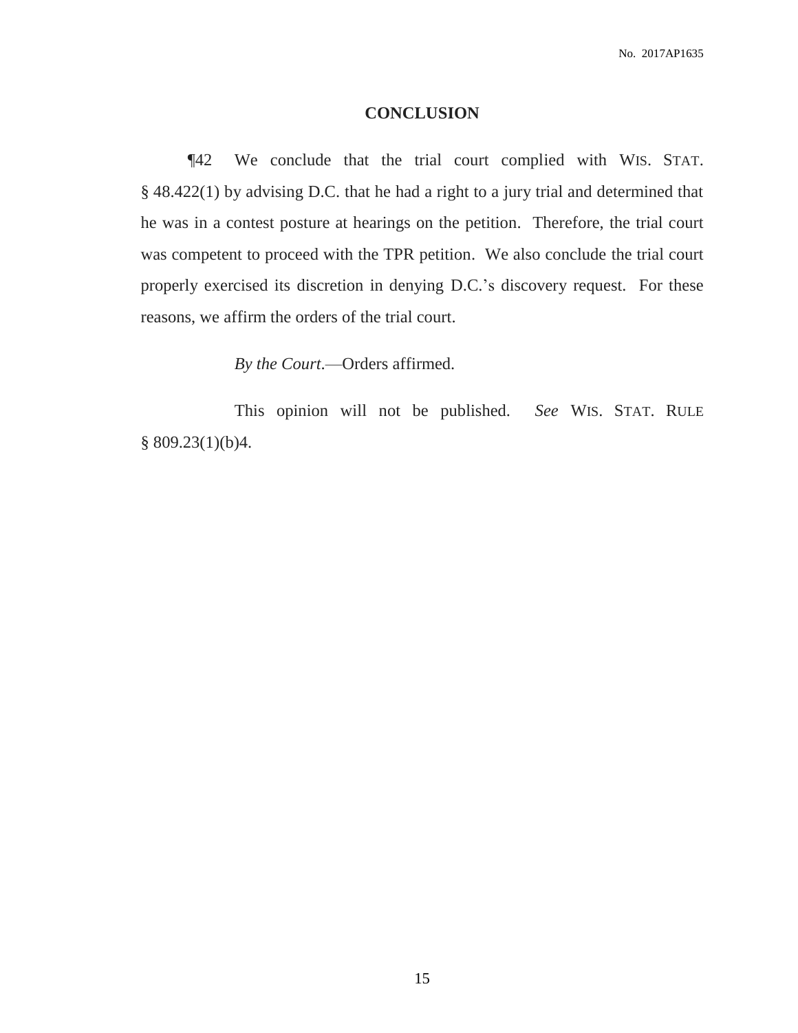## CONCLUSION

¶42 We conclude that the trial court complied with WIS. STAT. § 48.422(1) by advising D.C. that he had a right to a jury trial and determined that he was in a contest posture at hearings on the petition. Therefore, the trial court was competent to proceed with the TPR petition. We also conclude the trial court properly exercised its discretion in denying D.C.'s discovery request. For these reasons, we affirm the orders of the trial court.

*By the Court*.—Orders affirmed.

This opinion will not be published. *See* WIS. STAT. RULE § 809.23(1)(b)4.